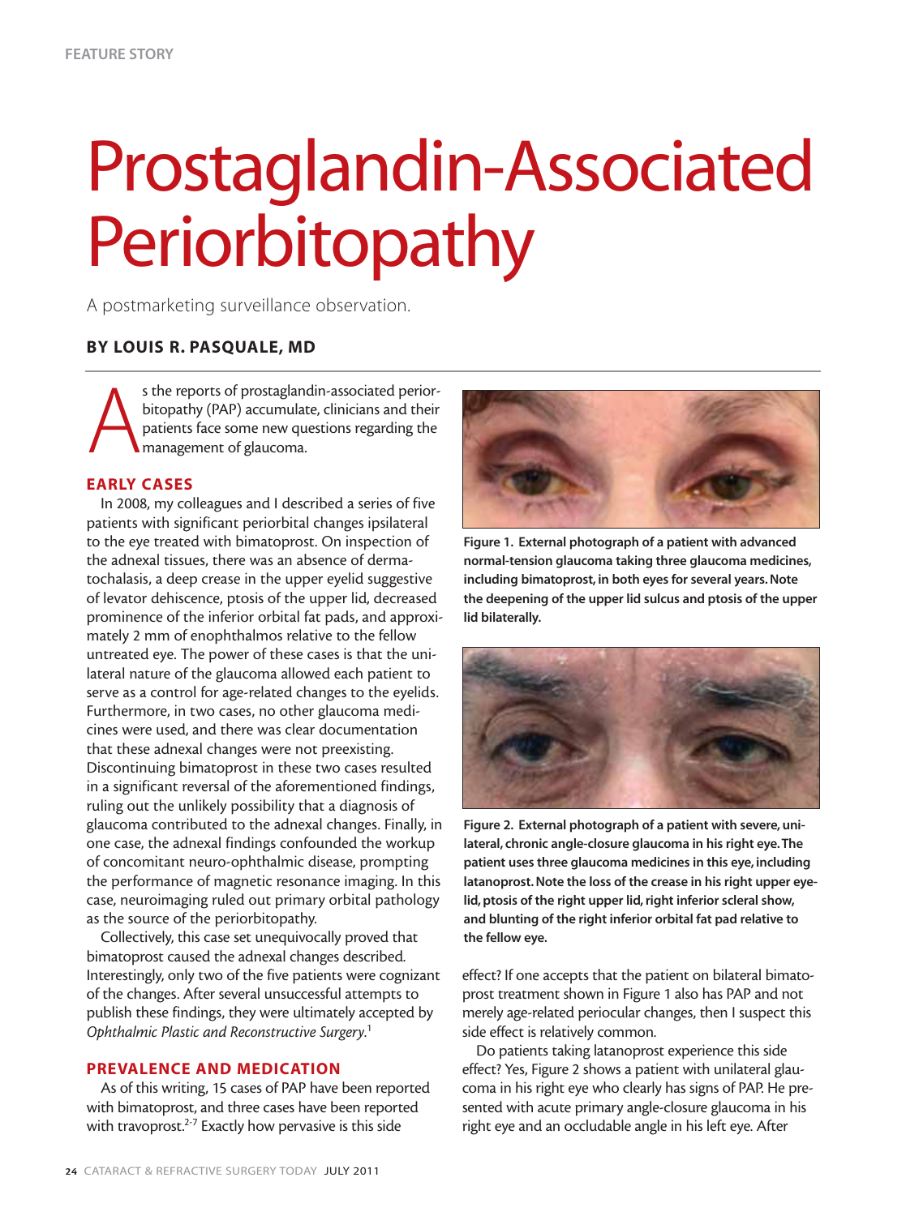# Prostaglandin-Associated Periorbitopathy

A postmarketing surveillance observation.

**BY LOUIS R. PASQUALE, MD**

As the reports of prostaglandin-associated periorbitopathy (PAP) accumulate, clinicians and their patients face some new questions regarding the management of glaucoma.

## EARLY CASES

In 2008, my colleagues and I described a series of five patients with significant periorbital changes ipsilateral to the eye treated with bimatoprost. On inspection of the adnexal tissues, there was an absence of dermatochalasis, a deep crease in the upper eyelid suggestive of levator dehiscence, ptosis of the upper lid, decreased prominence of the inferior orbital fat pads, and approximately 2 mm of enophthalmos relative to the fellow untreated eye. The power of these cases is that the unilateral nature of the glaucoma allowed each patient to serve as a control for age-related changes to the eyelids. Furthermore, in two cases, no other glaucoma medicines were used, and there was clear documentation that these adnexal changes were not preexisting. Discontinuing bimatoprost in these two cases resulted in a significant reversal of the aforementioned findings, ruling out the unlikely possibility that a diagnosis of glaucoma contributed to the adnexal changes. Finally, in one case, the adnexal findings confounded the workup of concomitant neuro-ophthalmic disease, prompting the performance of magnetic resonance imaging. In this case, neuroimaging ruled out primary orbital pathology as the source of the periorbitopathy.

Collectively, this case set unequivocally proved that bimatoprost caused the adnexal changes described. Interestingly, only two of the five patients were cognizant of the changes. After several unsuccessful attempts to publish these findings, they were ultimately accepted by *Ophthalmic Plastic and Reconstructive Surgery*.[1]

## PREVALENCE AND MEDICATION

As of this writing, 15 cases of PAP have been reported with bimatoprost, and three cases have been reported with travoprost.[2-7] Exactly how pervasive is this side effect? If one accepts that the patient on bilateral bimatoprost treatment shown in Figure 1 also has PAP and not merely age-related periocular changes, then I suspect this side effect is relatively common.

**Figure 1. External photograph of a patient with advanced normal-tension glaucoma taking three glaucoma medicines, including bimatoprost, in both eyes for several years. Note the deepening of the upper lid sulcus and ptosis of the upper lid bilaterally.**

**Figure 2. External photograph of a patient with severe, unilateral, chronic angle-closure glaucoma in his right eye. The patient uses three glaucoma medicines in this eye, including latanoprost. Note the loss of the crease in his right upper eyelid, ptosis of the right upper lid, right inferior scleral show, and blunting of the right inferior orbital fat pad relative to the fellow eye.**

Do patients taking latanoprost experience this side effect? Yes, Figure 2 shows a patient with unilateral glaucoma in his right eye who clearly has signs of PAP. He presented with acute primary angle-closure glaucoma in his right eye and an occludable angle in his left eye. After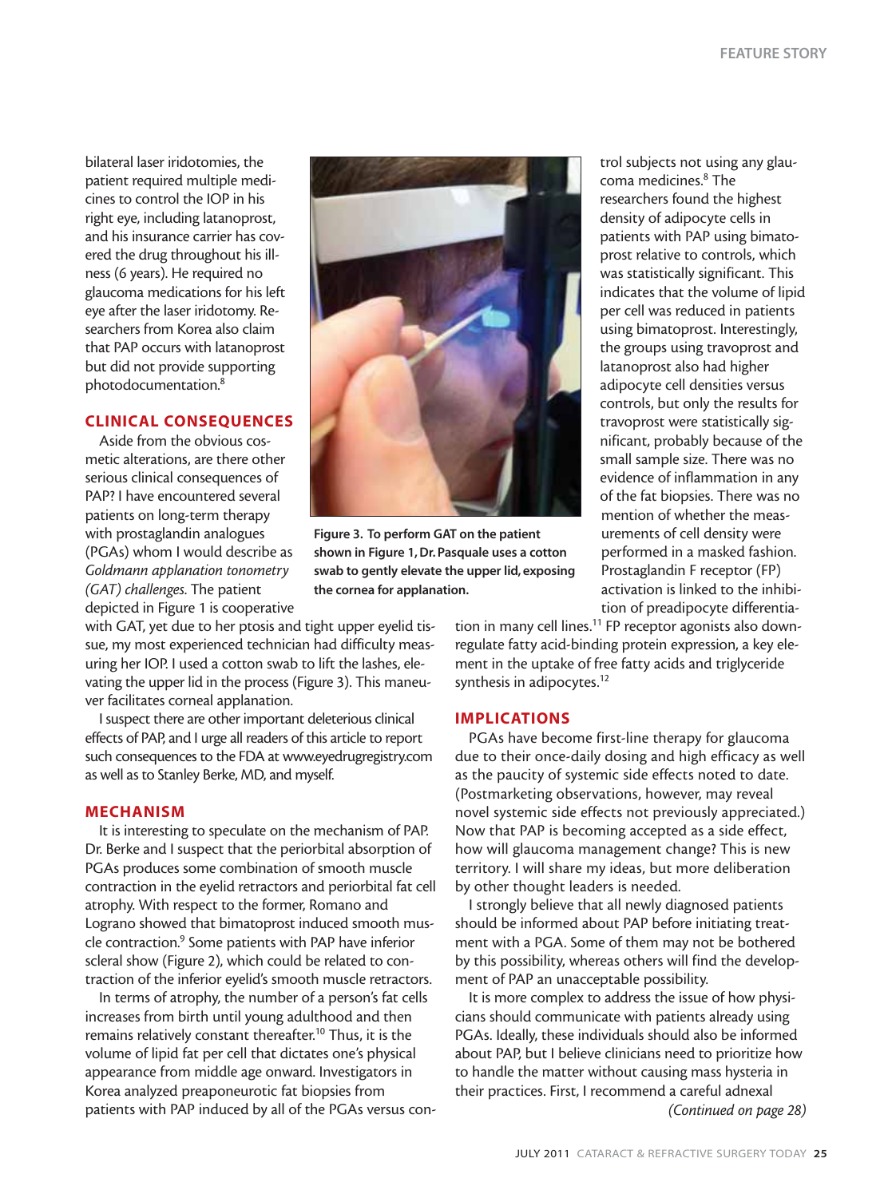bilateral laser iridotomies, the patient required multiple medicines to control the IOP in his right eye, including latanoprost, and his insurance carrier has covered the drug throughout his illness (6 years). He required no glaucoma medications for his left eye after the laser iridotomy. Researchers from Korea also claim that PAP occurs with latanoprost but did not provide supporting photodocumentation.[8]

## CLINICAL CONSEQUENCES

Aside from the obvious cosmetic alterations, are there other serious clinical consequences of PAP? I have encountered several patients on long-term therapy with prostaglandin analogues (PGAs) whom I would describe as *Goldmann applanation tonometry (GAT) challenges.* The patient depicted in Figure 1 is cooperative with GAT, yet due to her ptosis and tight upper eyelid tissue, my most experienced technician had difficulty measuring her IOP. I used a cotton swab to lift the lashes, elevating the upper lid in the process (Figure 3). This maneuver facilitates corneal applanation.

**Figure 3. To perform GAT on the patient shown in Figure 1, Dr. Pasquale uses a cotton swab to gently elevate the upper lid, exposing the cornea for applanation.**

I suspect there are other important deleterious clinical effects of PAP, and I urge all readers of this article to report such consequences to the FDA at www.eyedrugregistry.com as well as to Stanley Berke, MD, and myself.

## MECHANISM

It is interesting to speculate on the mechanism of PAP. Dr. Berke and I suspect that the periorbital absorption of PGAs produces some combination of smooth muscle contraction in the eyelid retractors and periorbital fat cell atrophy. With respect to the former, Romano and Lograno showed that bimatoprost induced smooth muscle contraction.[9] Some patients with PAP have inferior scleral show (Figure 2), which could be related to contraction of the inferior eyelid's smooth muscle retractors.

In terms of atrophy, the number of a person's fat cells increases from birth until young adulthood and then remains relatively constant thereafter.[10] Thus, it is the volume of lipid fat per cell that dictates one's physical appearance from middle age onward. Investigators in Korea analyzed preaponeurotic fat biopsies from patients with PAP induced by all of the PGAs versus control subjects not using any glaucoma medicines.[8] The researchers found the highest density of adipocyte cells in patients with PAP using bimatoprost relative to controls, which was statistically significant. This indicates that the volume of lipid per cell was reduced in patients using bimatoprost. Interestingly, the groups using travoprost and latanoprost also had higher adipocyte cell densities versus controls, but only the results for travoprost were statistically significant, probably because of the small sample size. There was no evidence of inflammation in any of the fat biopsies. There was no mention of whether the measurements of cell density were performed in a masked fashion. Prostaglandin F receptor (FP) activation is linked to the inhibition of preadipocyte differentiation in many cell lines.[11] FP receptor agonists also downregulate fatty acid-binding protein expression, a key element in the uptake of free fatty acids and triglyceride synthesis in adipocytes.[12]

## IMPLICATIONS

PGAs have become first-line therapy for glaucoma due to their once-daily dosing and high efficacy as well as the paucity of systemic side effects noted to date. (Postmarketing observations, however, may reveal novel systemic side effects not previously appreciated.) Now that PAP is becoming accepted as a side effect, how will glaucoma management change? This is new territory. I will share my ideas, but more deliberation by other thought leaders is needed.

I strongly believe that all newly diagnosed patients should be informed about PAP before initiating treatment with a PGA. Some of them may not be bothered by this possibility, whereas others will find the development of PAP an unacceptable possibility.

It is more complex to address the issue of how physicians should communicate with patients already using PGAs. Ideally, these individuals should also be informed about PAP, but I believe clinicians need to prioritize how to handle the matter without causing mass hysteria in their practices. First, I recommend a careful adnexal

*(Continued on page 28)*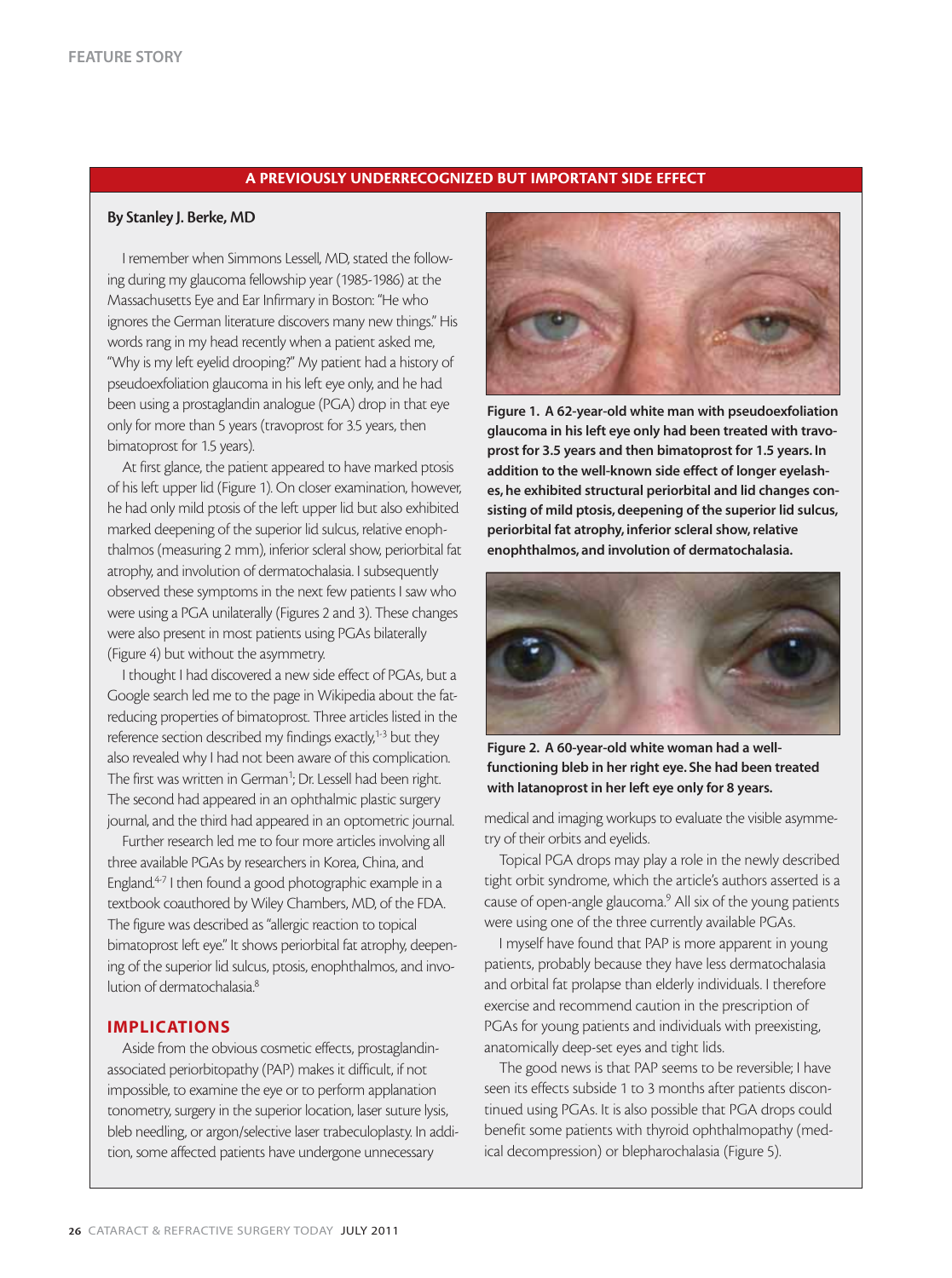## A PREVIOUSLY UNDERRECOGNIZED BUT IMPORTANT SIDE EFFECT

**By Stanley J. Berke, MD**

I remember when Simmons Lessell, MD, stated the following during my glaucoma fellowship year (1985-1986) at the Massachusetts Eye and Ear Infirmary in Boston: "He who ignores the German literature discovers many new things." His words rang in my head recently when a patient asked me, "Why is my left eyelid drooping?" My patient had a history of pseudoexfoliation glaucoma in his left eye only, and he had been using a prostaglandin analogue (PGA) drop in that eye only for more than 5 years (travoprost for 3.5 years, then bimatoprost for 1.5 years).

At first glance, the patient appeared to have marked ptosis of his left upper lid (Figure 1). On closer examination, however, he had only mild ptosis of the left upper lid but also exhibited marked deepening of the superior lid sulcus, relative enophthalmos (measuring 2 mm), inferior scleral show, periorbital fat atrophy, and involution of dermatochalasia. I subsequently observed these symptoms in the next few patients I saw who were using a PGA unilaterally (Figures 2 and 3). These changes were also present in most patients using PGAs bilaterally (Figure 4) but without the asymmetry.

I thought I had discovered a new side effect of PGAs, but a Google search led me to the page in Wikipedia about the fat-reducing properties of bimatoprost. Three articles listed in the reference section described my findings exactly,[1-3] but they also revealed why I had not been aware of this complication. The first was written in German[1]; Dr. Lessell had been right. The second had appeared in an ophthalmic plastic surgery journal, and the third had appeared in an optometric journal.

Further research led me to four more articles involving all three available PGAs by researchers in Korea, China, and England.[4-7] I then found a good photographic example in a textbook coauthored by Wiley Chambers, MD, of the FDA. The figure was described as "allergic reaction to topical bimatoprost left eye." It shows periorbital fat atrophy, deepening of the superior lid sulcus, ptosis, enophthalmos, and involution of dermatochalasia.[8]

**Figure 1. A 62-year-old white man with pseudoexfoliation glaucoma in his left eye only had been treated with travoprost for 3.5 years and then bimatoprost for 1.5 years. In addition to the well-known side effect of longer eyelashes, he exhibited structural periorbital and lid changes consisting of mild ptosis, deepening of the superior lid sulcus, periorbital fat atrophy, inferior scleral show, relative enophthalmos, and involution of dermatochalasia.**

**Figure 2. A 60-year-old white woman had a well-functioning bleb in her right eye. She had been treated with latanoprost in her left eye only for 8 years.**

### IMPLICATIONS

Aside from the obvious cosmetic effects, prostaglandin-associated periorbitopathy (PAP) makes it difficult, if not impossible, to examine the eye or to perform applanation tonometry, surgery in the superior location, laser suture lysis, bleb needling, or argon/selective laser trabeculoplasty. In addition, some affected patients have undergone unnecessary medical and imaging workups to evaluate the visible asymmetry of their orbits and eyelids.

Topical PGA drops may play a role in the newly described tight orbit syndrome, which the article's authors asserted is a cause of open-angle glaucoma.[9] All six of the young patients were using one of the three currently available PGAs.

I myself have found that PAP is more apparent in young patients, probably because they have less dermatochalasia and orbital fat prolapse than elderly individuals. I therefore exercise and recommend caution in the prescription of PGAs for young patients and individuals with preexisting, anatomically deep-set eyes and tight lids.

The good news is that PAP seems to be reversible; I have seen its effects subside 1 to 3 months after patients discontinued using PGAs. It is also possible that PGA drops could benefit some patients with thyroid ophthalmopathy (medical decompression) or blepharochalasia (Figure 5).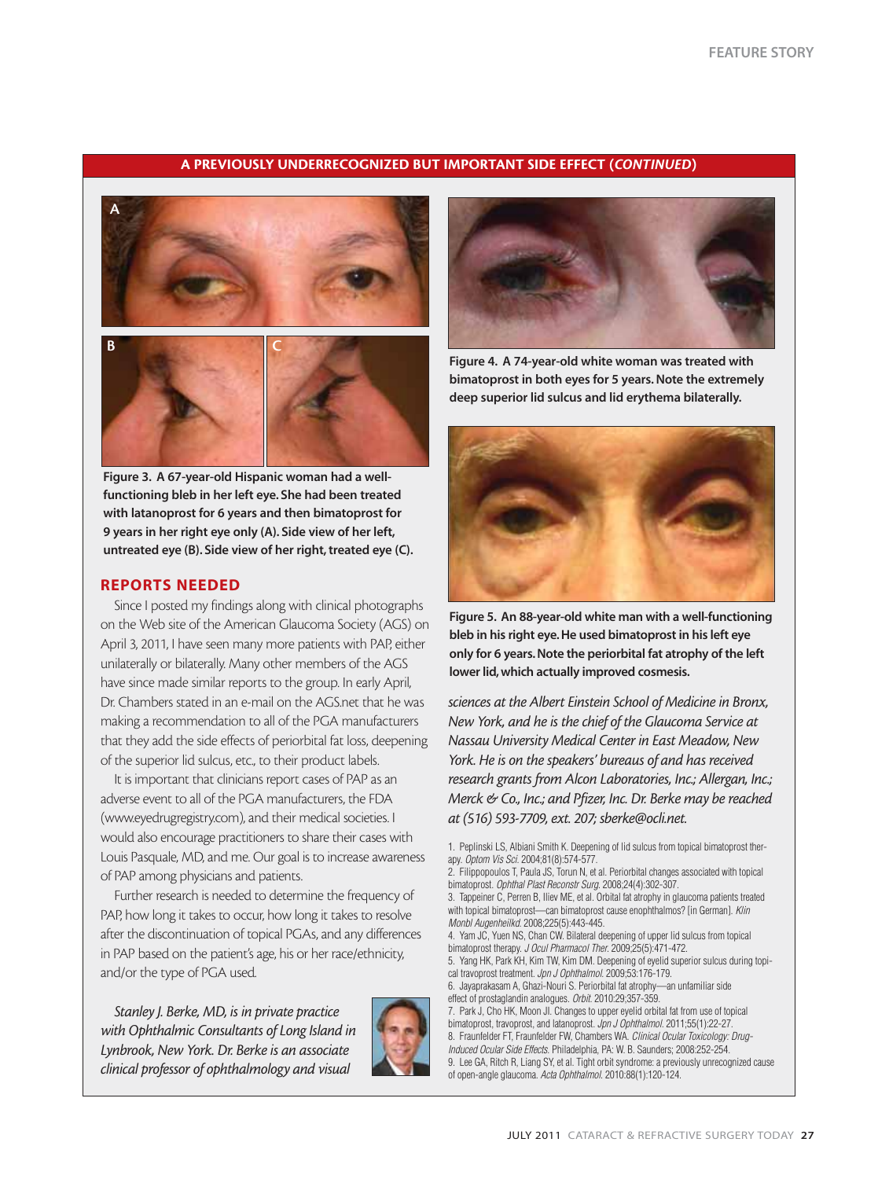## A PREVIOUSLY UNDERRECOGNIZED BUT IMPORTANT SIDE EFFECT (*CONTINUED*)

**Figure 3. A 67-year-old Hispanic woman had a well-functioning bleb in her left eye. She had been treated with latanoprost for 6 years and then bimatoprost for 9 years in her right eye only (A). Side view of her left, untreated eye (B). Side view of her right, treated eye (C).**

**Figure 4. A 74-year-old white woman was treated with bimatoprost in both eyes for 5 years. Note the extremely deep superior lid sulcus and lid erythema bilaterally.**

**Figure 5. An 88-year-old white man with a well-functioning bleb in his right eye. He used bimatoprost in his left eye only for 6 years. Note the periorbital fat atrophy of the left lower lid, which actually improved cosmesis.**

## REPORTS NEEDED

Since I posted my findings along with clinical photographs on the Web site of the American Glaucoma Society (AGS) on April 3, 2011, I have seen many more patients with PAP, either unilaterally or bilaterally. Many other members of the AGS have since made similar reports to the group. In early April, Dr. Chambers stated in an e-mail on the AGS.net that he was making a recommendation to all of the PGA manufacturers that they add the side effects of periorbital fat loss, deepening of the superior lid sulcus, etc., to their product labels.

It is important that clinicians report cases of PAP as an adverse event to all of the PGA manufacturers, the FDA (www.eyedrugregistry.com), and their medical societies. I would also encourage practitioners to share their cases with Louis Pasquale, MD, and me. Our goal is to increase awareness of PAP among physicians and patients.

Further research is needed to determine the frequency of PAP, how long it takes to occur, how long it takes to resolve after the discontinuation of topical PGAs, and any differences in PAP based on the patient's age, his or her race/ethnicity, and/or the type of PGA used.

*Stanley J. Berke, MD, is in private practice with Ophthalmic Consultants of Long Island in Lynbrook, New York. Dr. Berke is an associate clinical professor of ophthalmology and visual sciences at the Albert Einstein School of Medicine in Bronx, New York, and he is the chief of the Glaucoma Service at Nassau University Medical Center in East Meadow, New York. He is on the speakers' bureaus of and has received research grants from Alcon Laboratories, Inc.; Allergan, Inc.; Merck & Co., Inc.; and Pfizer, Inc. Dr. Berke may be reached at (516) 593-7709, ext. 207; sberke@ocli.net.*

1. Peplinski LS, Albiani Smith K. Deepening of lid sulcus from topical bimatoprost therapy. *Optom Vis Sci.* 2004;81(8):574-577.
2. Filippopoulos T, Paula JS, Torun N, et al. Periorbital changes associated with topical bimatoprost. *Ophthal Plast Reconstr Surg.* 2008;24(4):302-307.
3. Tappeiner C, Perren B, Iliev ME, et al. Orbital fat atrophy in glaucoma patients treated with topical bimatoprost—can bimatoprost cause enophthalmos? [in German]. *Klin Monbl Augenheilkd.* 2008;225(5):443-445.
4. Yam JC, Yuen NS, Chan CW. Bilateral deepening of upper lid sulcus from topical bimatoprost therapy. *J Ocul Pharmacol Ther.* 2009;25(5):471-472.
5. Yang HK, Park KH, Kim TW, Kim DM. Deepening of eyelid superior sulcus during topical travoprost treatment. *Jpn J Ophthalmol.* 2009;53:176-179.
6. Jayaprakasam A, Ghazi-Nouri S. Periorbital fat atrophy—an unfamiliar side effect of prostaglandin analogues. *Orbit.* 2010:29;357-359.
7. Park J, Cho HK, Moon JI. Changes to upper eyelid orbital fat from use of topical bimatoprost, travoprost, and latanoprost. *Jpn J Ophthalmol.* 2011;55(1):22-27.
8. Fraunfelder FT, Fraunfelder FW, Chambers WA. *Clinical Ocular Toxicology: Drug-Induced Ocular Side Effects.* Philadelphia, PA: W. B. Saunders; 2008:252-254.
9. Lee GA, Ritch R, Liang SY, et al. Tight orbit syndrome: a previously unrecognized cause of open-angle glaucoma. *Acta Ophthalmol.* 2010:88(1):120-124.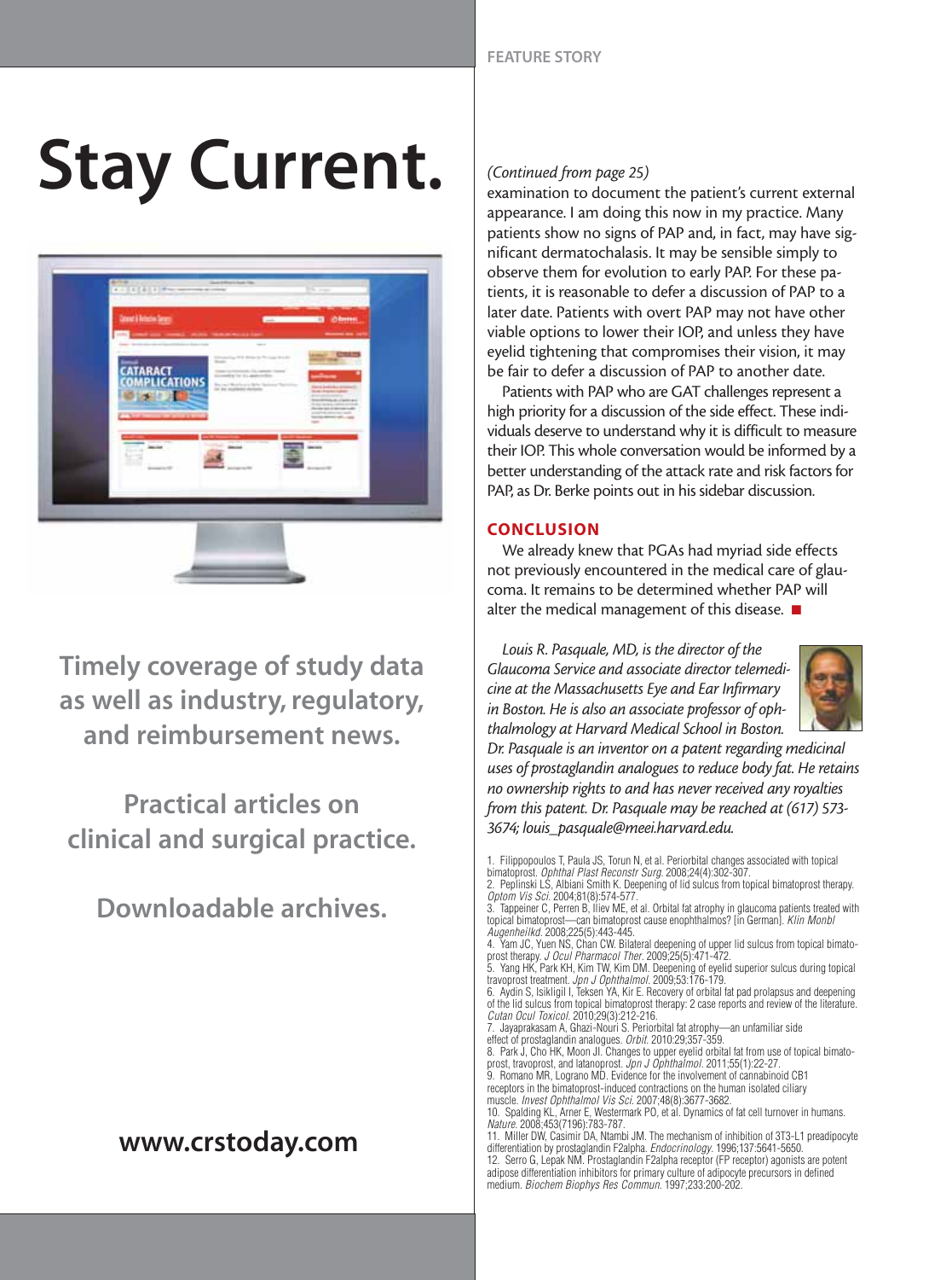# Stay Current.

**Timely coverage of study data as well as industry, regulatory, and reimbursement news.**

**Practical articles on clinical and surgical practice.**

**Downloadable archives.**

**www.crstoday.com**

*(Continued from page 25)*

examination to document the patient's current external appearance. I am doing this now in my practice. Many patients show no signs of PAP and, in fact, may have significant dermatochalasis. It may be sensible simply to observe them for evolution to early PAP. For these patients, it is reasonable to defer a discussion of PAP to a later date. Patients with overt PAP may not have other viable options to lower their IOP, and unless they have eyelid tightening that compromises their vision, it may be fair to defer a discussion of PAP to another date.

Patients with PAP who are GAT challenges represent a high priority for a discussion of the side effect. These individuals deserve to understand why it is difficult to measure their IOP. This whole conversation would be informed by a better understanding of the attack rate and risk factors for PAP, as Dr. Berke points out in his sidebar discussion.

## CONCLUSION

We already knew that PGAs had myriad side effects not previously encountered in the medical care of glaucoma. It remains to be determined whether PAP will alter the medical management of this disease. ■

*Louis R. Pasquale, MD, is the director of the Glaucoma Service and associate director telemedicine at the Massachusetts Eye and Ear Infirmary in Boston. He is also an associate professor of ophthalmology at Harvard Medical School in Boston. Dr. Pasquale is an inventor on a patent regarding medicinal uses of prostaglandin analogues to reduce body fat. He retains no ownership rights to and has never received any royalties from this patent. Dr. Pasquale may be reached at (617) 573-3674; louis_pasquale@meei.harvard.edu.*

1. Filippopoulos T, Paula JS, Torun N, et al. Periorbital changes associated with topical bimatoprost. *Ophthal Plast Reconstr Surg.* 2008;24(4):302-307.
2. Peplinski LS, Albiani Smith K. Deepening of lid sulcus from topical bimatoprost therapy. *Optom Vis Sci.* 2004;81(8):574-577.
3. Tappeiner C, Perren B, Iliev ME, et al. Orbital fat atrophy in glaucoma patients treated with topical bimatoprost—can bimatoprost cause enophthalmos? [in German]. *Klin Monbl Augenheilkd.* 2008;225(5):443-445.
4. Yam JC, Yuen NS, Chan CW. Bilateral deepening of upper lid sulcus from topical bimatoprost therapy. *J Ocul Pharmacol Ther.* 2009;25(5):471-472.
5. Yang HK, Park KH, Kim TW, Kim DM. Deepening of eyelid superior sulcus during topical travoprost treatment. *Jpn J Ophthalmol.* 2009;53:176-179.
6. Aydin S, Isikligil I, Teksen YA, Kir E. Recovery of orbital fat pad prolapsus and deepening of the lid sulcus from topical bimatoprost therapy: 2 case reports and review of the literature. *Cutan Ocul Toxicol.* 2010;29(3):212-216.
7. Jayaprakasam A, Ghazi-Nouri S. Periorbital fat atrophy—an unfamiliar side effect of prostaglandin analogues. *Orbit.* 2010:29;357-359.
8. Park J, Cho HK, Moon JI. Changes to upper eyelid orbital fat from use of topical bimatoprost, travoprost, and latanoprost. *Jpn J Ophthalmol.* 2011;55(1):22-27.
9. Romano MR, Lograno MD. Evidence for the involvement of cannabinoid CB1 receptors in the bimatoprost-induced contractions on the human isolated ciliary muscle. *Invest Ophthalmol Vis Sci.* 2007;48(8):3677-3682.
10. Spalding KL, Arner E, Westermark PO, et al. Dynamics of fat cell turnover in humans. *Nature.* 2008;453(7196):783-787.
11. Miller DW, Casimir DA, Ntambi JM. The mechanism of inhibition of 3T3-L1 preadipocyte differentiation by prostaglandin F2alpha. *Endocrinology.* 1996;137:5641-5650.
12. Serro G, Lepak NM. Prostaglandin F2alpha receptor (FP receptor) agonists are potent adipose differentiation inhibitors for primary culture of adipocyte precursors in defined medium. *Biochem Biophys Res Commun.* 1997;233:200-202.